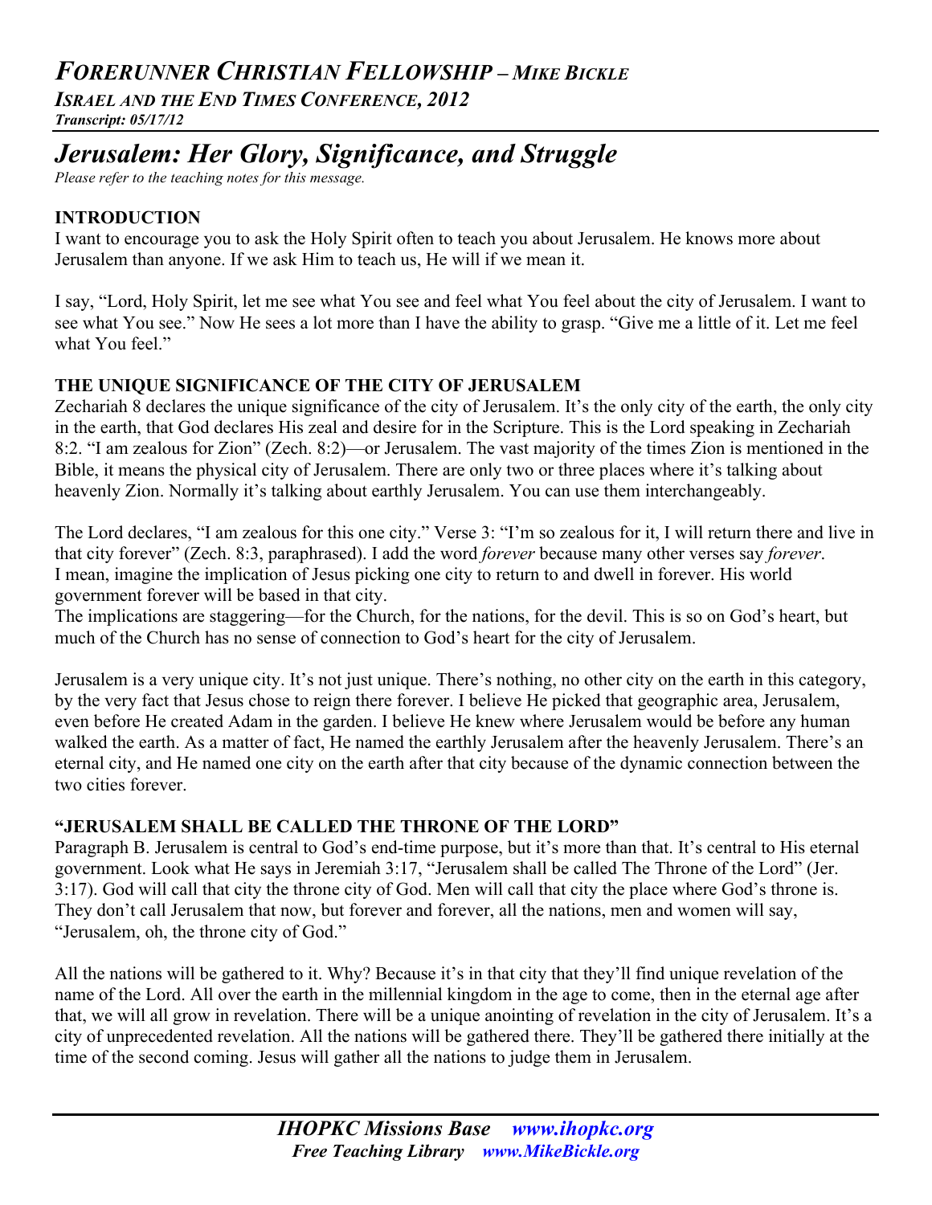# *FORERUNNER CHRISTIAN FELLOWSHIP – MIKE BICKLE*

***ISRAEL AND THE END TIMES CONFERENCE, 2012***

***Transcript: 05/17/12***

## *Jerusalem: Her Glory, Significance, and Struggle*

*Please refer to the teaching notes for this message.*

### INTRODUCTION

I want to encourage you to ask the Holy Spirit often to teach you about Jerusalem. He knows more about Jerusalem than anyone. If we ask Him to teach us, He will if we mean it.

I say, "Lord, Holy Spirit, let me see what You see and feel what You feel about the city of Jerusalem. I want to see what You see." Now He sees a lot more than I have the ability to grasp. "Give me a little of it. Let me feel what You feel."

### THE UNIQUE SIGNIFICANCE OF THE CITY OF JERUSALEM

Zechariah 8 declares the unique significance of the city of Jerusalem. It's the only city of the earth, the only city in the earth, that God declares His zeal and desire for in the Scripture. This is the Lord speaking in Zechariah 8:2. "I am zealous for Zion" (Zech. 8:2)—or Jerusalem. The vast majority of the times Zion is mentioned in the Bible, it means the physical city of Jerusalem. There are only two or three places where it's talking about heavenly Zion. Normally it's talking about earthly Jerusalem. You can use them interchangeably.

The Lord declares, "I am zealous for this one city." Verse 3: "I'm so zealous for it, I will return there and live in that city forever" (Zech. 8:3, paraphrased). I add the word *forever* because many other verses say *forever*. I mean, imagine the implication of Jesus picking one city to return to and dwell in forever. His world government forever will be based in that city.

The implications are staggering—for the Church, for the nations, for the devil. This is so on God's heart, but much of the Church has no sense of connection to God's heart for the city of Jerusalem.

Jerusalem is a very unique city. It's not just unique. There's nothing, no other city on the earth in this category, by the very fact that Jesus chose to reign there forever. I believe He picked that geographic area, Jerusalem, even before He created Adam in the garden. I believe He knew where Jerusalem would be before any human walked the earth. As a matter of fact, He named the earthly Jerusalem after the heavenly Jerusalem. There's an eternal city, and He named one city on the earth after that city because of the dynamic connection between the two cities forever.

### "JERUSALEM SHALL BE CALLED THE THRONE OF THE LORD"

Paragraph B. Jerusalem is central to God's end-time purpose, but it's more than that. It's central to His eternal government. Look what He says in Jeremiah 3:17, "Jerusalem shall be called The Throne of the Lord" (Jer. 3:17). God will call that city the throne city of God. Men will call that city the place where God's throne is. They don't call Jerusalem that now, but forever and forever, all the nations, men and women will say, "Jerusalem, oh, the throne city of God."

All the nations will be gathered to it. Why? Because it's in that city that they'll find unique revelation of the name of the Lord. All over the earth in the millennial kingdom in the age to come, then in the eternal age after that, we will all grow in revelation. There will be a unique anointing of revelation in the city of Jerusalem. It's a city of unprecedented revelation. All the nations will be gathered there. They'll be gathered there initially at the time of the second coming. Jesus will gather all the nations to judge them in Jerusalem.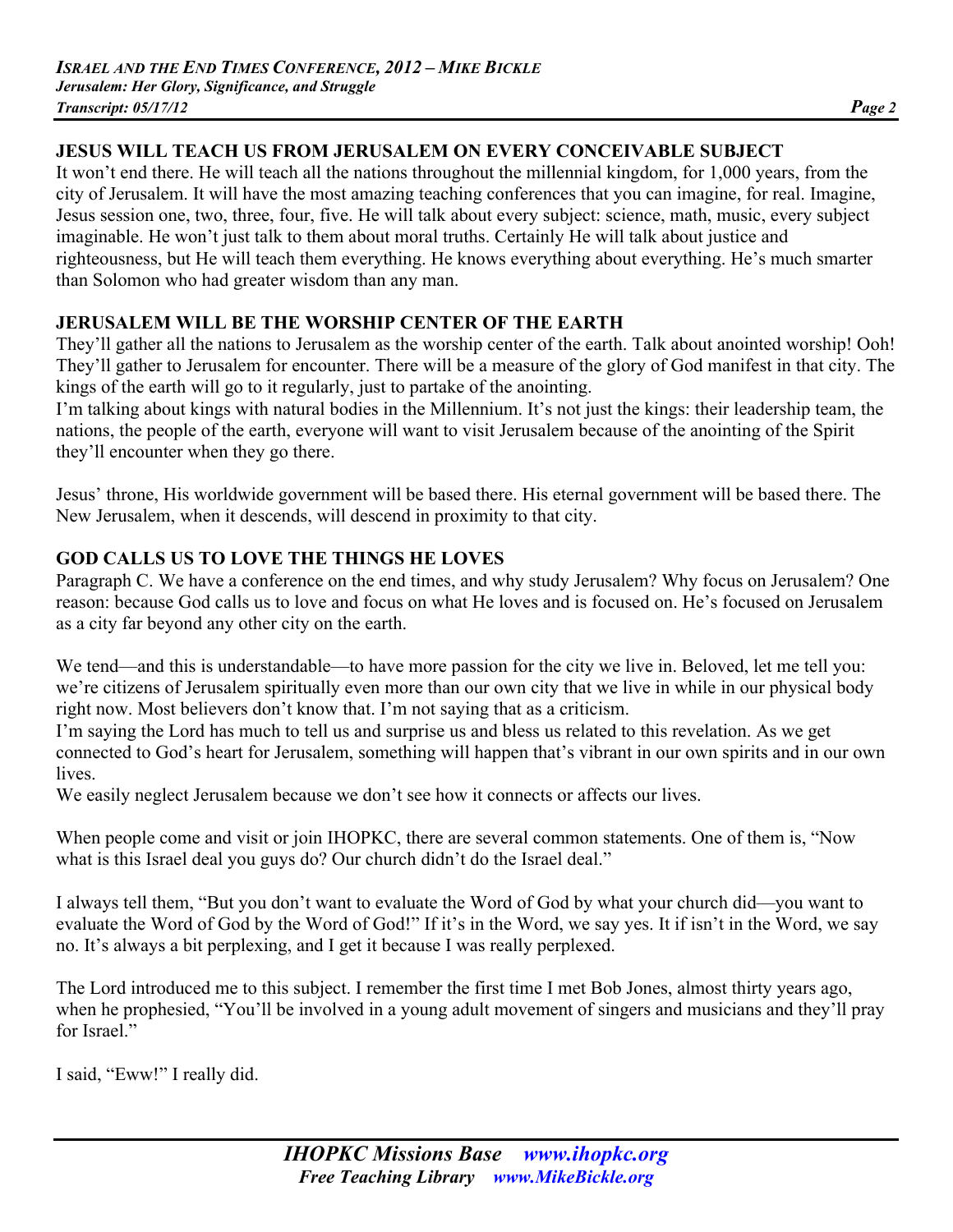## JESUS WILL TEACH US FROM JERUSALEM ON EVERY CONCEIVABLE SUBJECT

It won't end there. He will teach all the nations throughout the millennial kingdom, for 1,000 years, from the city of Jerusalem. It will have the most amazing teaching conferences that you can imagine, for real. Imagine, Jesus session one, two, three, four, five. He will talk about every subject: science, math, music, every subject imaginable. He won't just talk to them about moral truths. Certainly He will talk about justice and righteousness, but He will teach them everything. He knows everything about everything. He's much smarter than Solomon who had greater wisdom than any man.

## JERUSALEM WILL BE THE WORSHIP CENTER OF THE EARTH

They'll gather all the nations to Jerusalem as the worship center of the earth. Talk about anointed worship! Ooh! They'll gather to Jerusalem for encounter. There will be a measure of the glory of God manifest in that city. The kings of the earth will go to it regularly, just to partake of the anointing.

I'm talking about kings with natural bodies in the Millennium. It's not just the kings: their leadership team, the nations, the people of the earth, everyone will want to visit Jerusalem because of the anointing of the Spirit they'll encounter when they go there.

Jesus' throne, His worldwide government will be based there. His eternal government will be based there. The New Jerusalem, when it descends, will descend in proximity to that city.

## GOD CALLS US TO LOVE THE THINGS HE LOVES

Paragraph C. We have a conference on the end times, and why study Jerusalem? Why focus on Jerusalem? One reason: because God calls us to love and focus on what He loves and is focused on. He's focused on Jerusalem as a city far beyond any other city on the earth.

We tend—and this is understandable—to have more passion for the city we live in. Beloved, let me tell you: we're citizens of Jerusalem spiritually even more than our own city that we live in while in our physical body right now. Most believers don't know that. I'm not saying that as a criticism.

I'm saying the Lord has much to tell us and surprise us and bless us related to this revelation. As we get connected to God's heart for Jerusalem, something will happen that's vibrant in our own spirits and in our own lives.

We easily neglect Jerusalem because we don't see how it connects or affects our lives.

When people come and visit or join IHOPKC, there are several common statements. One of them is, "Now what is this Israel deal you guys do? Our church didn't do the Israel deal."

I always tell them, "But you don't want to evaluate the Word of God by what your church did—you want to evaluate the Word of God by the Word of God!" If it's in the Word, we say yes. It if isn't in the Word, we say no. It's always a bit perplexing, and I get it because I was really perplexed.

The Lord introduced me to this subject. I remember the first time I met Bob Jones, almost thirty years ago, when he prophesied, "You'll be involved in a young adult movement of singers and musicians and they'll pray for Israel."

I said, "Eww!" I really did.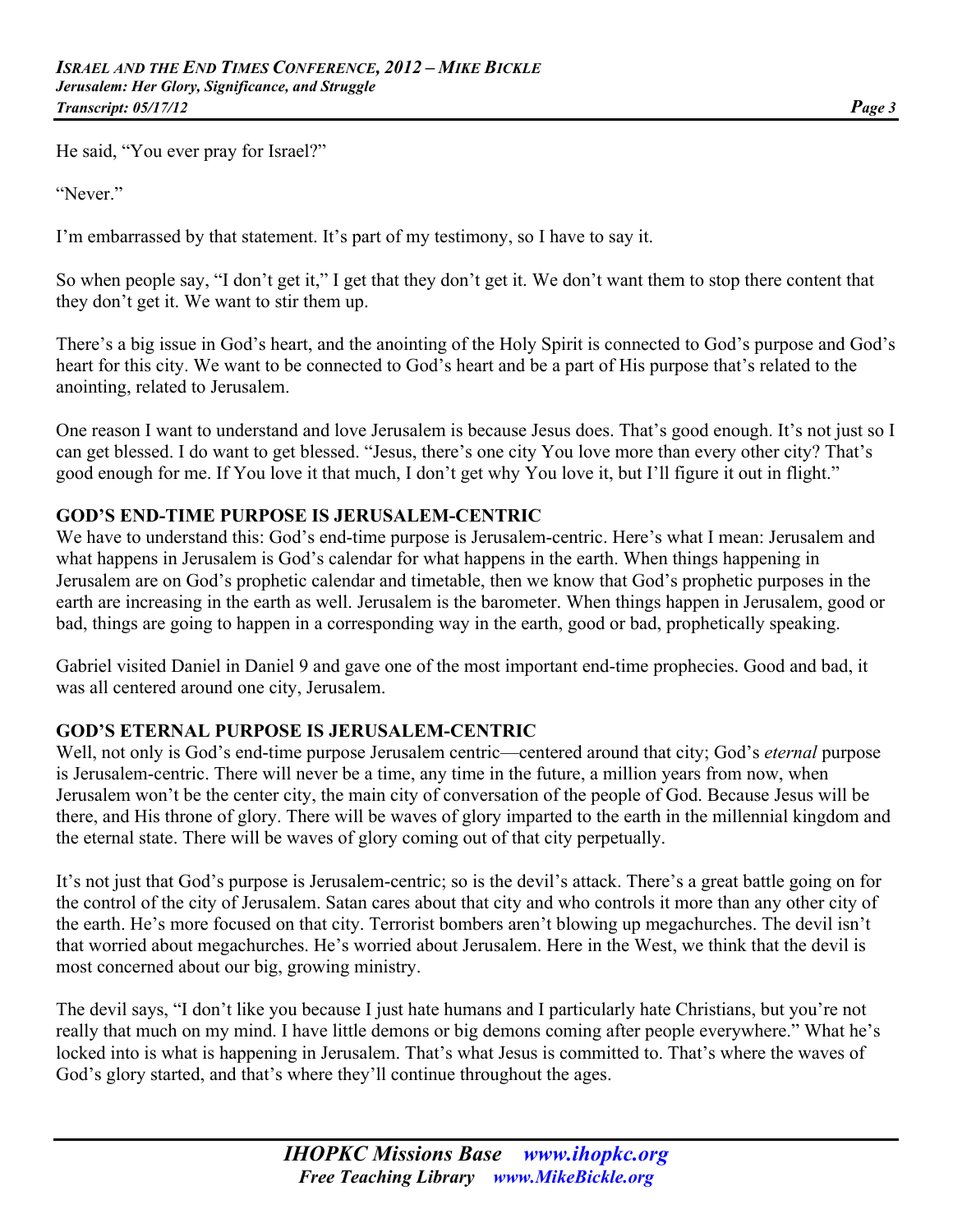He said, “You ever pray for Israel?”

“Never.”

I’m embarrassed by that statement. It’s part of my testimony, so I have to say it.

So when people say, “I don’t get it,” I get that they don’t get it. We don’t want them to stop there content that they don’t get it. We want to stir them up.

There’s a big issue in God’s heart, and the anointing of the Holy Spirit is connected to God’s purpose and God’s heart for this city. We want to be connected to God’s heart and be a part of His purpose that’s related to the anointing, related to Jerusalem.

One reason I want to understand and love Jerusalem is because Jesus does. That’s good enough. It’s not just so I can get blessed. I do want to get blessed. “Jesus, there’s one city You love more than every other city? That’s good enough for me. If You love it that much, I don’t get why You love it, but I’ll figure it out in flight.”

## GOD’S END-TIME PURPOSE IS JERUSALEM-CENTRIC

We have to understand this: God’s end-time purpose is Jerusalem-centric. Here’s what I mean: Jerusalem and what happens in Jerusalem is God’s calendar for what happens in the earth. When things happening in Jerusalem are on God’s prophetic calendar and timetable, then we know that God’s prophetic purposes in the earth are increasing in the earth as well. Jerusalem is the barometer. When things happen in Jerusalem, good or bad, things are going to happen in a corresponding way in the earth, good or bad, prophetically speaking.

Gabriel visited Daniel in Daniel 9 and gave one of the most important end-time prophecies. Good and bad, it was all centered around one city, Jerusalem.

## GOD’S ETERNAL PURPOSE IS JERUSALEM-CENTRIC

Well, not only is God’s end-time purpose Jerusalem centric—centered around that city; God’s *eternal* purpose is Jerusalem-centric. There will never be a time, any time in the future, a million years from now, when Jerusalem won’t be the center city, the main city of conversation of the people of God. Because Jesus will be there, and His throne of glory. There will be waves of glory imparted to the earth in the millennial kingdom and the eternal state. There will be waves of glory coming out of that city perpetually.

It’s not just that God’s purpose is Jerusalem-centric; so is the devil’s attack. There’s a great battle going on for the control of the city of Jerusalem. Satan cares about that city and who controls it more than any other city of the earth. He’s more focused on that city. Terrorist bombers aren’t blowing up megachurches. The devil isn’t that worried about megachurches. He’s worried about Jerusalem. Here in the West, we think that the devil is most concerned about our big, growing ministry.

The devil says, “I don’t like you because I just hate humans and I particularly hate Christians, but you’re not really that much on my mind. I have little demons or big demons coming after people everywhere.” What he’s locked into is what is happening in Jerusalem. That’s what Jesus is committed to. That’s where the waves of God’s glory started, and that’s where they’ll continue throughout the ages.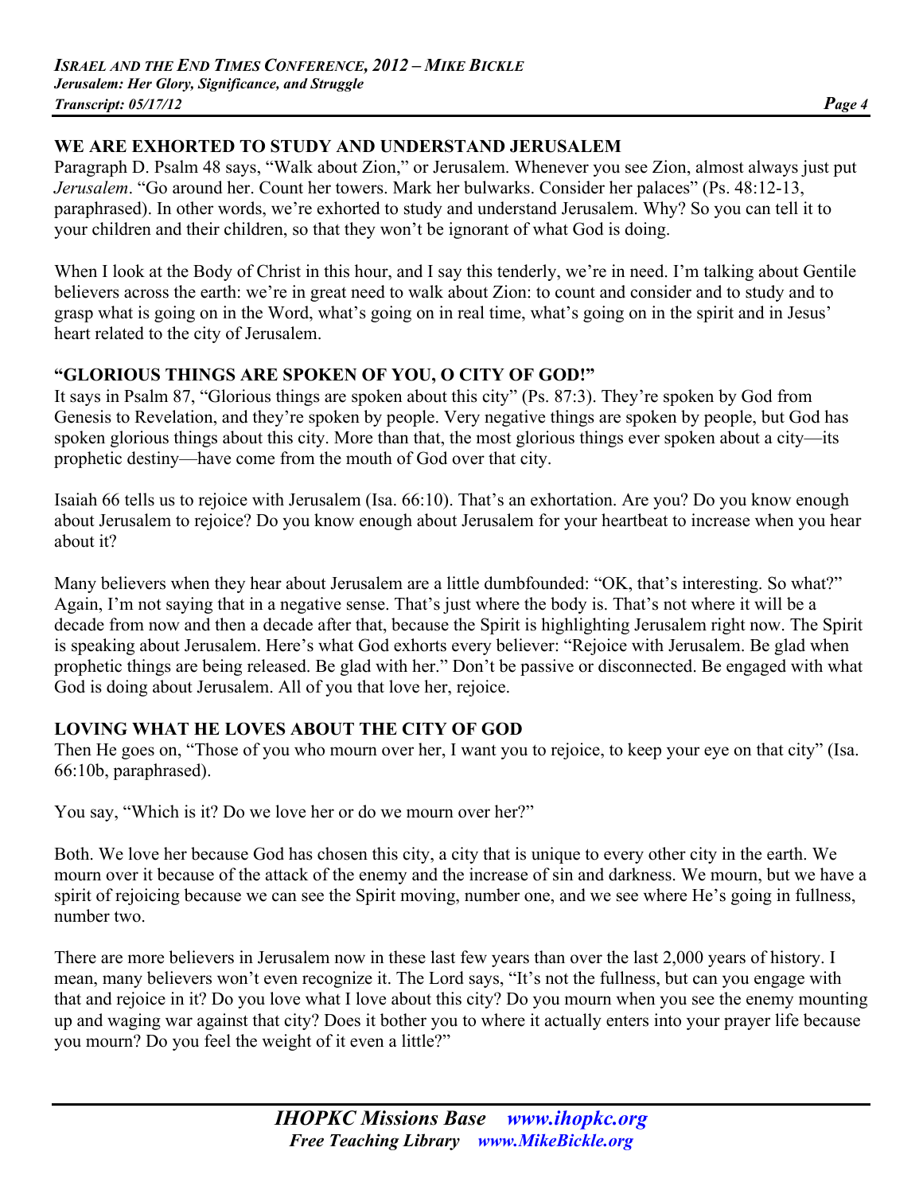## WE ARE EXHORTED TO STUDY AND UNDERSTAND JERUSALEM

Paragraph D. Psalm 48 says, "Walk about Zion," or Jerusalem. Whenever you see Zion, almost always just put *Jerusalem*. "Go around her. Count her towers. Mark her bulwarks. Consider her palaces" (Ps. 48:12-13, paraphrased). In other words, we're exhorted to study and understand Jerusalem. Why? So you can tell it to your children and their children, so that they won't be ignorant of what God is doing.

When I look at the Body of Christ in this hour, and I say this tenderly, we're in need. I'm talking about Gentile believers across the earth: we're in great need to walk about Zion: to count and consider and to study and to grasp what is going on in the Word, what's going on in real time, what's going on in the spirit and in Jesus' heart related to the city of Jerusalem.

## "GLORIOUS THINGS ARE SPOKEN OF YOU, O CITY OF GOD!"

It says in Psalm 87, "Glorious things are spoken about this city" (Ps. 87:3). They're spoken by God from Genesis to Revelation, and they're spoken by people. Very negative things are spoken by people, but God has spoken glorious things about this city. More than that, the most glorious things ever spoken about a city—its prophetic destiny—have come from the mouth of God over that city.

Isaiah 66 tells us to rejoice with Jerusalem (Isa. 66:10). That's an exhortation. Are you? Do you know enough about Jerusalem to rejoice? Do you know enough about Jerusalem for your heartbeat to increase when you hear about it?

Many believers when they hear about Jerusalem are a little dumbfounded: "OK, that's interesting. So what?" Again, I'm not saying that in a negative sense. That's just where the body is. That's not where it will be a decade from now and then a decade after that, because the Spirit is highlighting Jerusalem right now. The Spirit is speaking about Jerusalem. Here's what God exhorts every believer: "Rejoice with Jerusalem. Be glad when prophetic things are being released. Be glad with her." Don't be passive or disconnected. Be engaged with what God is doing about Jerusalem. All of you that love her, rejoice.

## LOVING WHAT HE LOVES ABOUT THE CITY OF GOD

Then He goes on, "Those of you who mourn over her, I want you to rejoice, to keep your eye on that city" (Isa. 66:10b, paraphrased).

You say, "Which is it? Do we love her or do we mourn over her?"

Both. We love her because God has chosen this city, a city that is unique to every other city in the earth. We mourn over it because of the attack of the enemy and the increase of sin and darkness. We mourn, but we have a spirit of rejoicing because we can see the Spirit moving, number one, and we see where He's going in fullness, number two.

There are more believers in Jerusalem now in these last few years than over the last 2,000 years of history. I mean, many believers won't even recognize it. The Lord says, "It's not the fullness, but can you engage with that and rejoice in it? Do you love what I love about this city? Do you mourn when you see the enemy mounting up and waging war against that city? Does it bother you to where it actually enters into your prayer life because you mourn? Do you feel the weight of it even a little?"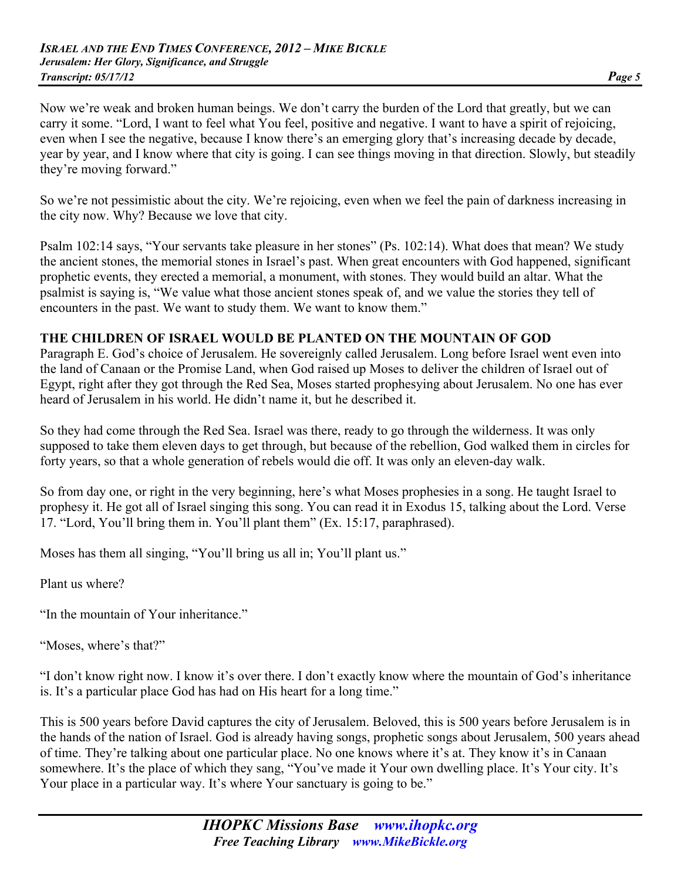Now we're weak and broken human beings. We don't carry the burden of the Lord that greatly, but we can carry it some. "Lord, I want to feel what You feel, positive and negative. I want to have a spirit of rejoicing, even when I see the negative, because I know there's an emerging glory that's increasing decade by decade, year by year, and I know where that city is going. I can see things moving in that direction. Slowly, but steadily they're moving forward."

So we're not pessimistic about the city. We're rejoicing, even when we feel the pain of darkness increasing in the city now. Why? Because we love that city.

Psalm 102:14 says, "Your servants take pleasure in her stones" (Ps. 102:14). What does that mean? We study the ancient stones, the memorial stones in Israel's past. When great encounters with God happened, significant prophetic events, they erected a memorial, a monument, with stones. They would build an altar. What the psalmist is saying is, "We value what those ancient stones speak of, and we value the stories they tell of encounters in the past. We want to study them. We want to know them."

**THE CHILDREN OF ISRAEL WOULD BE PLANTED ON THE MOUNTAIN OF GOD**

Paragraph E. God's choice of Jerusalem. He sovereignly called Jerusalem. Long before Israel went even into the land of Canaan or the Promise Land, when God raised up Moses to deliver the children of Israel out of Egypt, right after they got through the Red Sea, Moses started prophesying about Jerusalem. No one has ever heard of Jerusalem in his world. He didn't name it, but he described it.

So they had come through the Red Sea. Israel was there, ready to go through the wilderness. It was only supposed to take them eleven days to get through, but because of the rebellion, God walked them in circles for forty years, so that a whole generation of rebels would die off. It was only an eleven-day walk.

So from day one, or right in the very beginning, here's what Moses prophesies in a song. He taught Israel to prophesy it. He got all of Israel singing this song. You can read it in Exodus 15, talking about the Lord. Verse 17. "Lord, You'll bring them in. You'll plant them" (Ex. 15:17, paraphrased).

Moses has them all singing, "You'll bring us all in; You'll plant us."

Plant us where?

"In the mountain of Your inheritance."

"Moses, where's that?"

"I don't know right now. I know it's over there. I don't exactly know where the mountain of God's inheritance is. It's a particular place God has had on His heart for a long time."

This is 500 years before David captures the city of Jerusalem. Beloved, this is 500 years before Jerusalem is in the hands of the nation of Israel. God is already having songs, prophetic songs about Jerusalem, 500 years ahead of time. They're talking about one particular place. No one knows where it's at. They know it's in Canaan somewhere. It's the place of which they sang, "You've made it Your own dwelling place. It's Your city. It's Your place in a particular way. It's where Your sanctuary is going to be."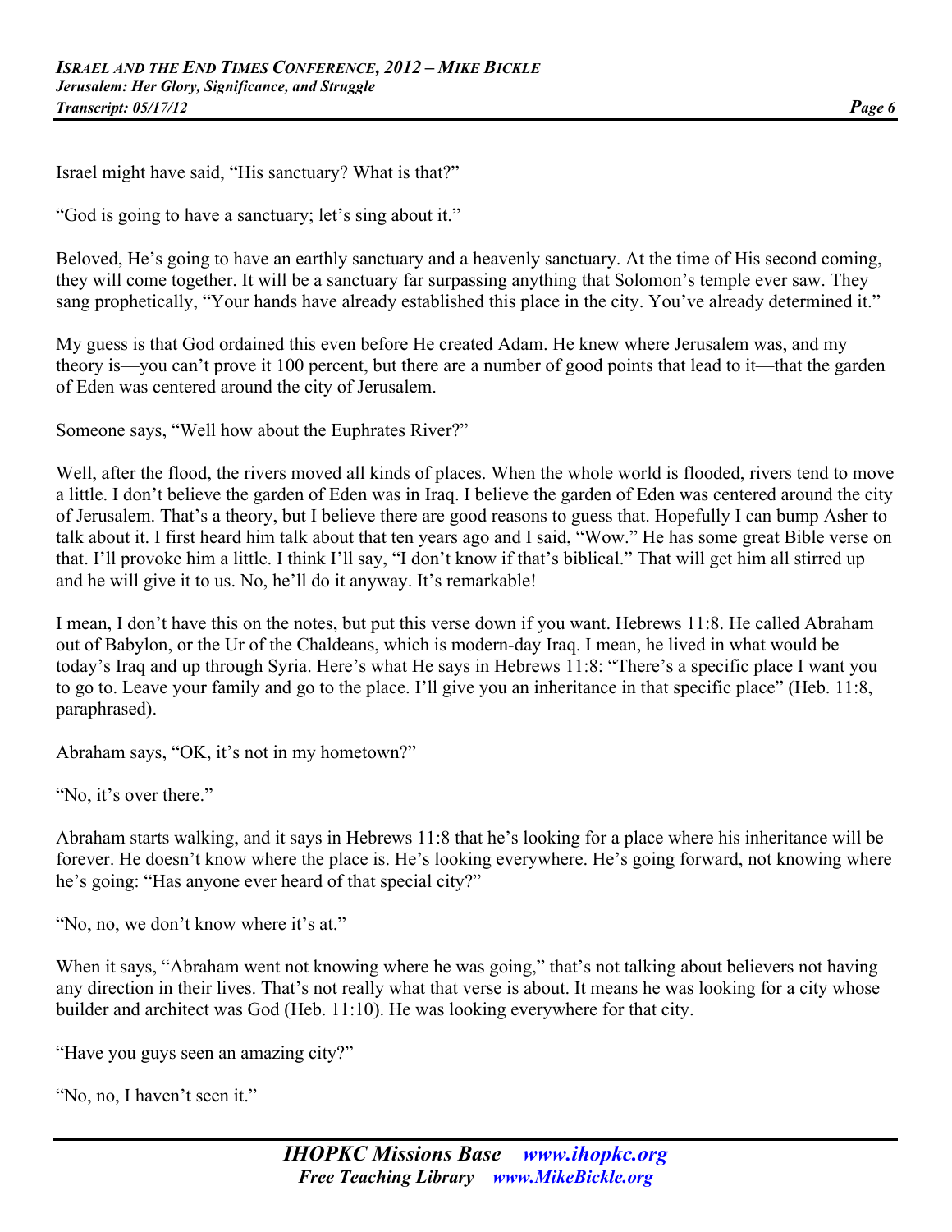Israel might have said, "His sanctuary? What is that?"

"God is going to have a sanctuary; let's sing about it."

Beloved, He's going to have an earthly sanctuary and a heavenly sanctuary. At the time of His second coming, they will come together. It will be a sanctuary far surpassing anything that Solomon's temple ever saw. They sang prophetically, "Your hands have already established this place in the city. You've already determined it."

My guess is that God ordained this even before He created Adam. He knew where Jerusalem was, and my theory is—you can't prove it 100 percent, but there are a number of good points that lead to it—that the garden of Eden was centered around the city of Jerusalem.

Someone says, "Well how about the Euphrates River?"

Well, after the flood, the rivers moved all kinds of places. When the whole world is flooded, rivers tend to move a little. I don't believe the garden of Eden was in Iraq. I believe the garden of Eden was centered around the city of Jerusalem. That's a theory, but I believe there are good reasons to guess that. Hopefully I can bump Asher to talk about it. I first heard him talk about that ten years ago and I said, "Wow." He has some great Bible verse on that. I'll provoke him a little. I think I'll say, "I don't know if that's biblical." That will get him all stirred up and he will give it to us. No, he'll do it anyway. It's remarkable!

I mean, I don't have this on the notes, but put this verse down if you want. Hebrews 11:8. He called Abraham out of Babylon, or the Ur of the Chaldeans, which is modern-day Iraq. I mean, he lived in what would be today's Iraq and up through Syria. Here's what He says in Hebrews 11:8: "There's a specific place I want you to go to. Leave your family and go to the place. I'll give you an inheritance in that specific place" (Heb. 11:8, paraphrased).

Abraham says, "OK, it's not in my hometown?"

"No, it's over there."

Abraham starts walking, and it says in Hebrews 11:8 that he's looking for a place where his inheritance will be forever. He doesn't know where the place is. He's looking everywhere. He's going forward, not knowing where he's going: "Has anyone ever heard of that special city?"

"No, no, we don't know where it's at."

When it says, "Abraham went not knowing where he was going," that's not talking about believers not having any direction in their lives. That's not really what that verse is about. It means he was looking for a city whose builder and architect was God (Heb. 11:10). He was looking everywhere for that city.

"Have you guys seen an amazing city?"

"No, no, I haven't seen it."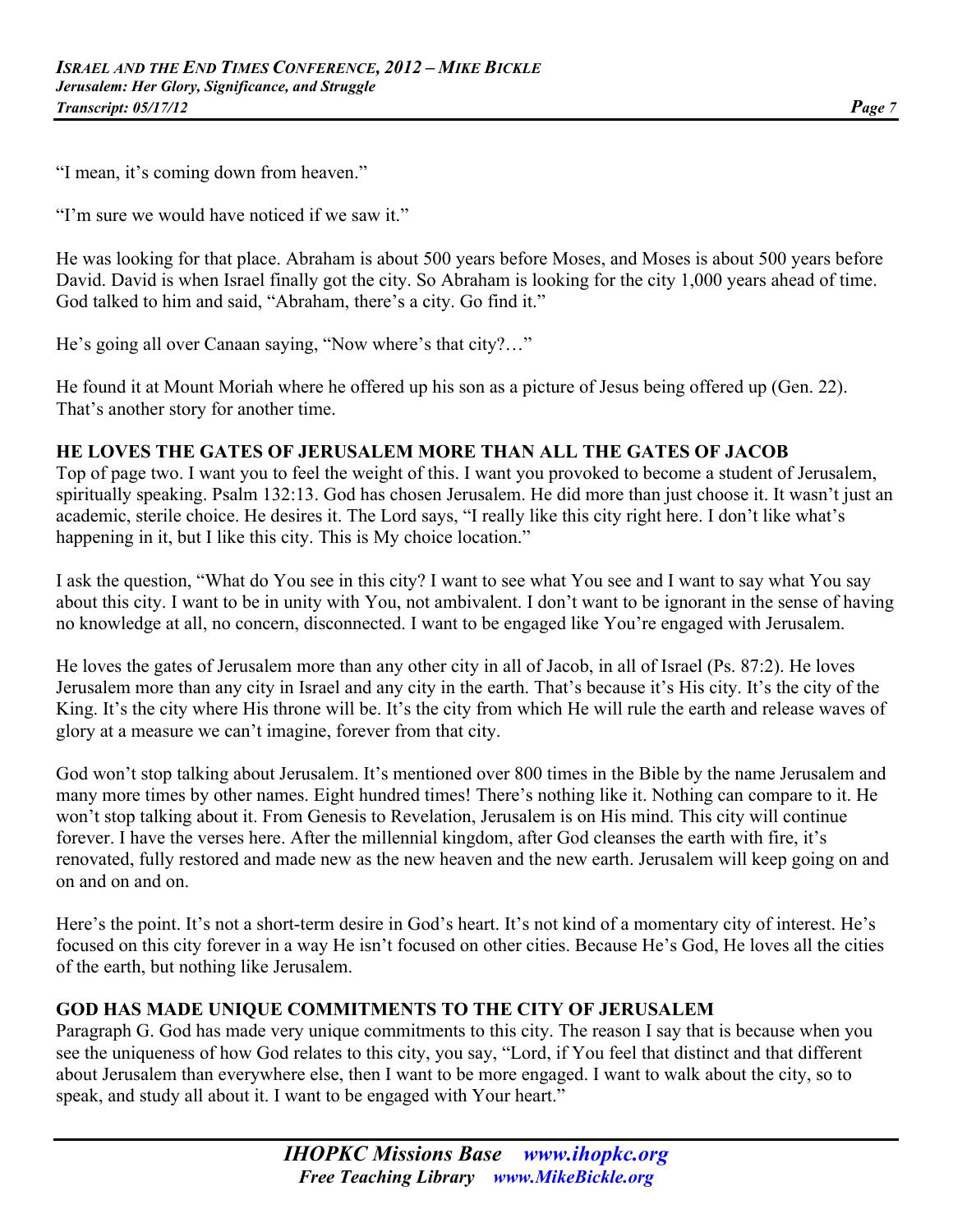"I mean, it's coming down from heaven."

"I'm sure we would have noticed if we saw it."

He was looking for that place. Abraham is about 500 years before Moses, and Moses is about 500 years before David. David is when Israel finally got the city. So Abraham is looking for the city 1,000 years ahead of time. God talked to him and said, "Abraham, there's a city. Go find it."

He's going all over Canaan saying, "Now where's that city?…"

He found it at Mount Moriah where he offered up his son as a picture of Jesus being offered up (Gen. 22). That's another story for another time.

**HE LOVES THE GATES OF JERUSALEM MORE THAN ALL THE GATES OF JACOB**

Top of page two. I want you to feel the weight of this. I want you provoked to become a student of Jerusalem, spiritually speaking. Psalm 132:13. God has chosen Jerusalem. He did more than just choose it. It wasn't just an academic, sterile choice. He desires it. The Lord says, "I really like this city right here. I don't like what's happening in it, but I like this city. This is My choice location."

I ask the question, "What do You see in this city? I want to see what You see and I want to say what You say about this city. I want to be in unity with You, not ambivalent. I don't want to be ignorant in the sense of having no knowledge at all, no concern, disconnected. I want to be engaged like You're engaged with Jerusalem.

He loves the gates of Jerusalem more than any other city in all of Jacob, in all of Israel (Ps. 87:2). He loves Jerusalem more than any city in Israel and any city in the earth. That's because it's His city. It's the city of the King. It's the city where His throne will be. It's the city from which He will rule the earth and release waves of glory at a measure we can't imagine, forever from that city.

God won't stop talking about Jerusalem. It's mentioned over 800 times in the Bible by the name Jerusalem and many more times by other names. Eight hundred times! There's nothing like it. Nothing can compare to it. He won't stop talking about it. From Genesis to Revelation, Jerusalem is on His mind. This city will continue forever. I have the verses here. After the millennial kingdom, after God cleanses the earth with fire, it's renovated, fully restored and made new as the new heaven and the new earth. Jerusalem will keep going on and on and on and on.

Here's the point. It's not a short-term desire in God's heart. It's not kind of a momentary city of interest. He's focused on this city forever in a way He isn't focused on other cities. Because He's God, He loves all the cities of the earth, but nothing like Jerusalem.

**GOD HAS MADE UNIQUE COMMITMENTS TO THE CITY OF JERUSALEM**

Paragraph G. God has made very unique commitments to this city. The reason I say that is because when you see the uniqueness of how God relates to this city, you say, "Lord, if You feel that distinct and that different about Jerusalem than everywhere else, then I want to be more engaged. I want to walk about the city, so to speak, and study all about it. I want to be engaged with Your heart."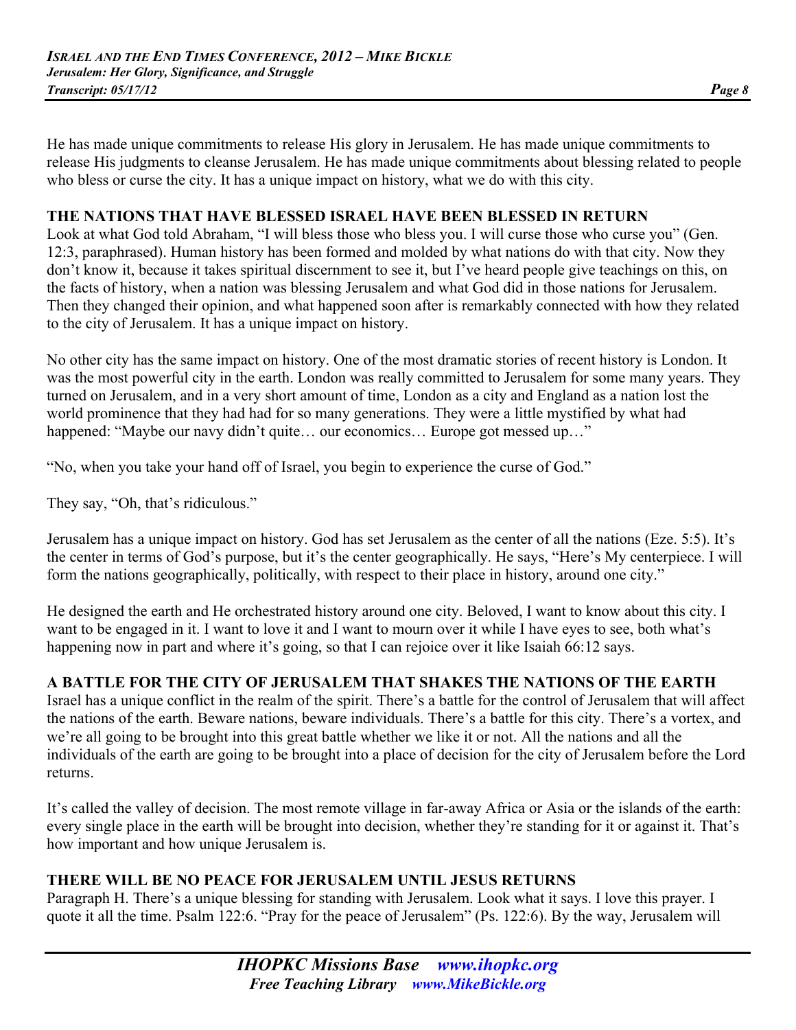He has made unique commitments to release His glory in Jerusalem. He has made unique commitments to release His judgments to cleanse Jerusalem. He has made unique commitments about blessing related to people who bless or curse the city. It has a unique impact on history, what we do with this city.

## THE NATIONS THAT HAVE BLESSED ISRAEL HAVE BEEN BLESSED IN RETURN

Look at what God told Abraham, "I will bless those who bless you. I will curse those who curse you" (Gen. 12:3, paraphrased). Human history has been formed and molded by what nations do with that city. Now they don't know it, because it takes spiritual discernment to see it, but I've heard people give teachings on this, on the facts of history, when a nation was blessing Jerusalem and what God did in those nations for Jerusalem. Then they changed their opinion, and what happened soon after is remarkably connected with how they related to the city of Jerusalem. It has a unique impact on history.

No other city has the same impact on history. One of the most dramatic stories of recent history is London. It was the most powerful city in the earth. London was really committed to Jerusalem for some many years. They turned on Jerusalem, and in a very short amount of time, London as a city and England as a nation lost the world prominence that they had had for so many generations. They were a little mystified by what had happened: "Maybe our navy didn't quite… our economics… Europe got messed up…"

"No, when you take your hand off of Israel, you begin to experience the curse of God."

They say, "Oh, that's ridiculous."

Jerusalem has a unique impact on history. God has set Jerusalem as the center of all the nations (Eze. 5:5). It's the center in terms of God's purpose, but it's the center geographically. He says, "Here's My centerpiece. I will form the nations geographically, politically, with respect to their place in history, around one city."

He designed the earth and He orchestrated history around one city. Beloved, I want to know about this city. I want to be engaged in it. I want to love it and I want to mourn over it while I have eyes to see, both what's happening now in part and where it's going, so that I can rejoice over it like Isaiah 66:12 says.

## A BATTLE FOR THE CITY OF JERUSALEM THAT SHAKES THE NATIONS OF THE EARTH

Israel has a unique conflict in the realm of the spirit. There's a battle for the control of Jerusalem that will affect the nations of the earth. Beware nations, beware individuals. There's a battle for this city. There's a vortex, and we're all going to be brought into this great battle whether we like it or not. All the nations and all the individuals of the earth are going to be brought into a place of decision for the city of Jerusalem before the Lord returns.

It's called the valley of decision. The most remote village in far-away Africa or Asia or the islands of the earth: every single place in the earth will be brought into decision, whether they're standing for it or against it. That's how important and how unique Jerusalem is.

## THERE WILL BE NO PEACE FOR JERUSALEM UNTIL JESUS RETURNS

Paragraph H. There's a unique blessing for standing with Jerusalem. Look what it says. I love this prayer. I quote it all the time. Psalm 122:6. "Pray for the peace of Jerusalem" (Ps. 122:6). By the way, Jerusalem will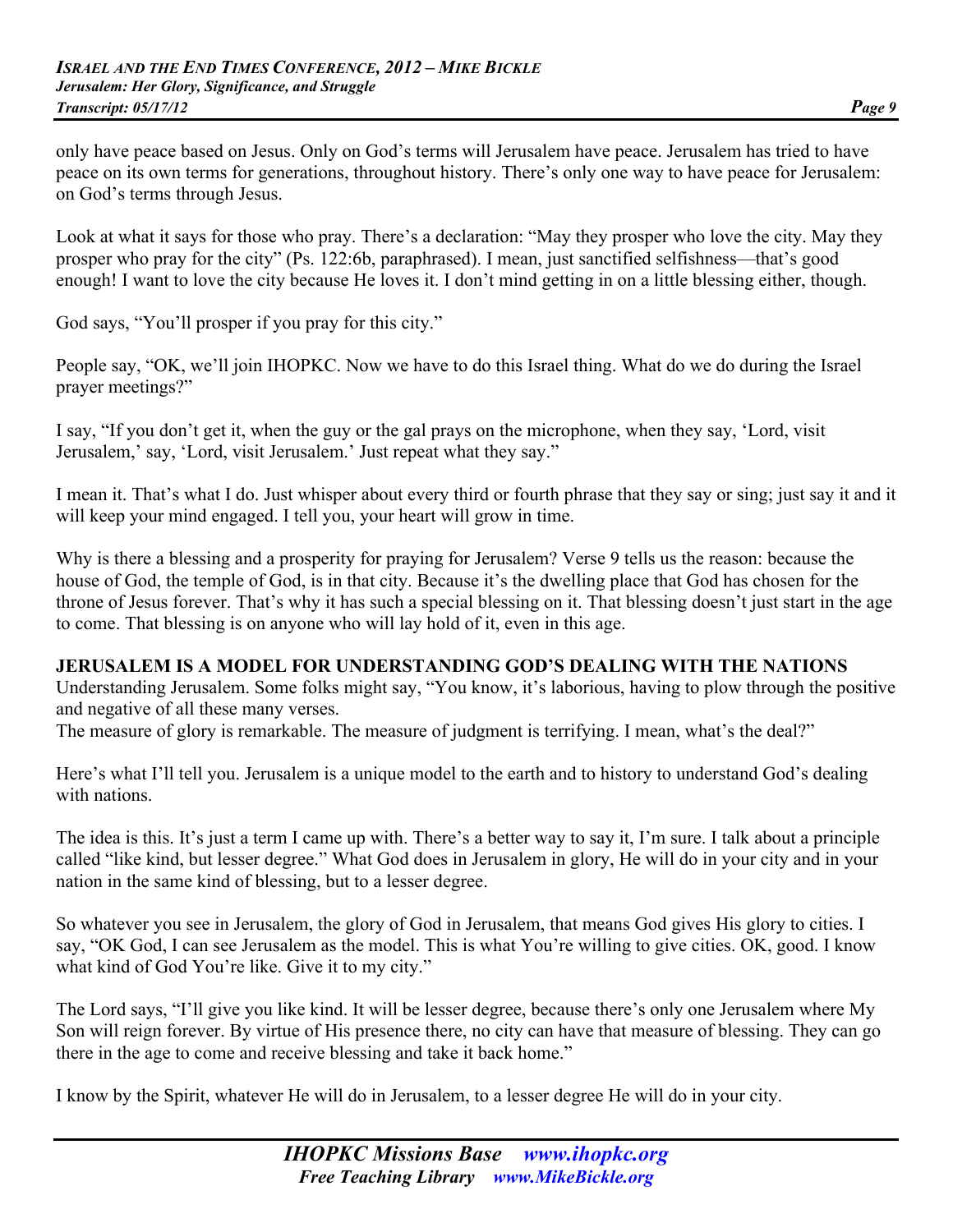only have peace based on Jesus. Only on God's terms will Jerusalem have peace. Jerusalem has tried to have peace on its own terms for generations, throughout history. There's only one way to have peace for Jerusalem: on God's terms through Jesus.

Look at what it says for those who pray. There's a declaration: "May they prosper who love the city. May they prosper who pray for the city" (Ps. 122:6b, paraphrased). I mean, just sanctified selfishness—that's good enough! I want to love the city because He loves it. I don't mind getting in on a little blessing either, though.

God says, "You'll prosper if you pray for this city."

People say, "OK, we'll join IHOPKC. Now we have to do this Israel thing. What do we do during the Israel prayer meetings?"

I say, "If you don't get it, when the guy or the gal prays on the microphone, when they say, 'Lord, visit Jerusalem,' say, 'Lord, visit Jerusalem.' Just repeat what they say."

I mean it. That's what I do. Just whisper about every third or fourth phrase that they say or sing; just say it and it will keep your mind engaged. I tell you, your heart will grow in time.

Why is there a blessing and a prosperity for praying for Jerusalem? Verse 9 tells us the reason: because the house of God, the temple of God, is in that city. Because it's the dwelling place that God has chosen for the throne of Jesus forever. That's why it has such a special blessing on it. That blessing doesn't just start in the age to come. That blessing is on anyone who will lay hold of it, even in this age.

**JERUSALEM IS A MODEL FOR UNDERSTANDING GOD'S DEALING WITH THE NATIONS**

Understanding Jerusalem. Some folks might say, "You know, it's laborious, having to plow through the positive and negative of all these many verses.
The measure of glory is remarkable. The measure of judgment is terrifying. I mean, what's the deal?"

Here's what I'll tell you. Jerusalem is a unique model to the earth and to history to understand God's dealing with nations.

The idea is this. It's just a term I came up with. There's a better way to say it, I'm sure. I talk about a principle called "like kind, but lesser degree." What God does in Jerusalem in glory, He will do in your city and in your nation in the same kind of blessing, but to a lesser degree.

So whatever you see in Jerusalem, the glory of God in Jerusalem, that means God gives His glory to cities. I say, "OK God, I can see Jerusalem as the model. This is what You're willing to give cities. OK, good. I know what kind of God You're like. Give it to my city."

The Lord says, "I'll give you like kind. It will be lesser degree, because there's only one Jerusalem where My Son will reign forever. By virtue of His presence there, no city can have that measure of blessing. They can go there in the age to come and receive blessing and take it back home."

I know by the Spirit, whatever He will do in Jerusalem, to a lesser degree He will do in your city.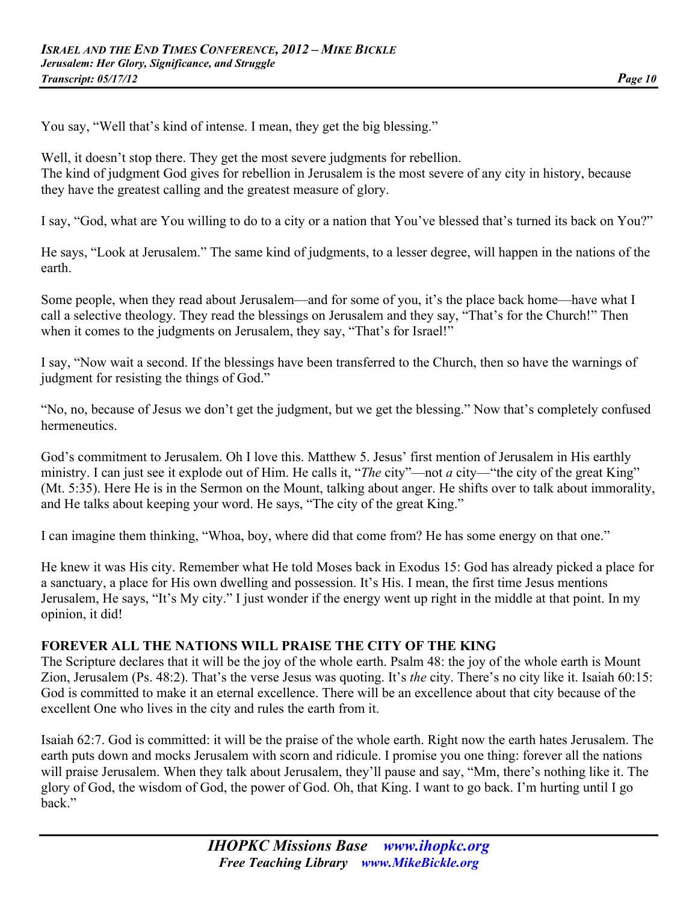You say, "Well that's kind of intense. I mean, they get the big blessing."

Well, it doesn't stop there. They get the most severe judgments for rebellion.
The kind of judgment God gives for rebellion in Jerusalem is the most severe of any city in history, because they have the greatest calling and the greatest measure of glory.

I say, "God, what are You willing to do to a city or a nation that You've blessed that's turned its back on You?"

He says, "Look at Jerusalem." The same kind of judgments, to a lesser degree, will happen in the nations of the earth.

Some people, when they read about Jerusalem—and for some of you, it's the place back home—have what I call a selective theology. They read the blessings on Jerusalem and they say, "That's for the Church!" Then when it comes to the judgments on Jerusalem, they say, "That's for Israel!"

I say, "Now wait a second. If the blessings have been transferred to the Church, then so have the warnings of judgment for resisting the things of God."

"No, no, because of Jesus we don't get the judgment, but we get the blessing." Now that's completely confused hermeneutics.

God's commitment to Jerusalem. Oh I love this. Matthew 5. Jesus' first mention of Jerusalem in His earthly ministry. I can just see it explode out of Him. He calls it, "*The* city"—not *a* city—"the city of the great King" (Mt. 5:35). Here He is in the Sermon on the Mount, talking about anger. He shifts over to talk about immorality, and He talks about keeping your word. He says, "The city of the great King."

I can imagine them thinking, "Whoa, boy, where did that come from? He has some energy on that one."

He knew it was His city. Remember what He told Moses back in Exodus 15: God has already picked a place for a sanctuary, a place for His own dwelling and possession. It's His. I mean, the first time Jesus mentions Jerusalem, He says, "It's My city." I just wonder if the energy went up right in the middle at that point. In my opinion, it did!

**FOREVER ALL THE NATIONS WILL PRAISE THE CITY OF THE KING**

The Scripture declares that it will be the joy of the whole earth. Psalm 48: the joy of the whole earth is Mount Zion, Jerusalem (Ps. 48:2). That's the verse Jesus was quoting. It's *the* city. There's no city like it. Isaiah 60:15: God is committed to make it an eternal excellence. There will be an excellence about that city because of the excellent One who lives in the city and rules the earth from it.

Isaiah 62:7. God is committed: it will be the praise of the whole earth. Right now the earth hates Jerusalem. The earth puts down and mocks Jerusalem with scorn and ridicule. I promise you one thing: forever all the nations will praise Jerusalem. When they talk about Jerusalem, they'll pause and say, "Mm, there's nothing like it. The glory of God, the wisdom of God, the power of God. Oh, that King. I want to go back. I'm hurting until I go back."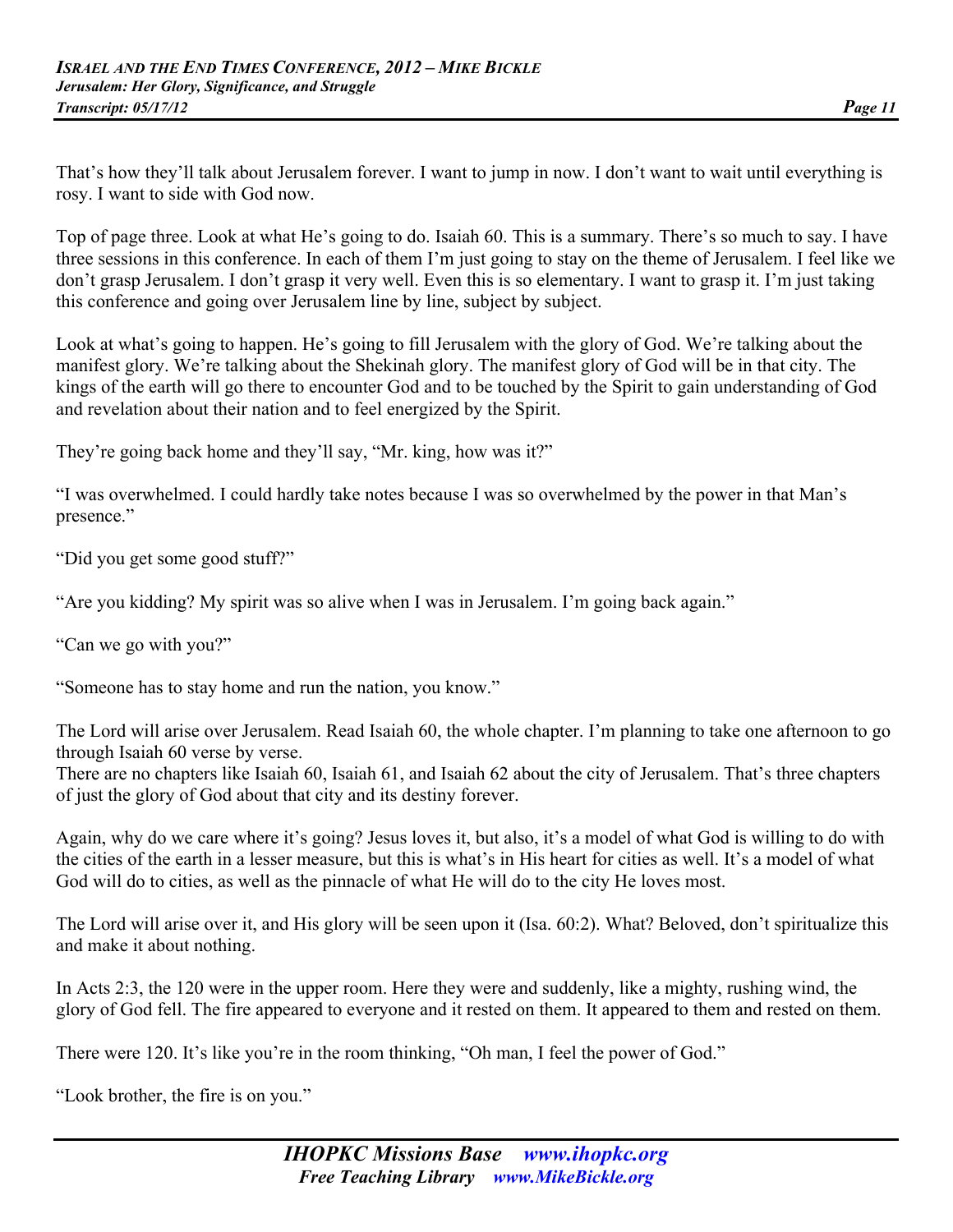That's how they'll talk about Jerusalem forever. I want to jump in now. I don't want to wait until everything is rosy. I want to side with God now.

Top of page three. Look at what He's going to do. Isaiah 60. This is a summary. There's so much to say. I have three sessions in this conference. In each of them I'm just going to stay on the theme of Jerusalem. I feel like we don't grasp Jerusalem. I don't grasp it very well. Even this is so elementary. I want to grasp it. I'm just taking this conference and going over Jerusalem line by line, subject by subject.

Look at what's going to happen. He's going to fill Jerusalem with the glory of God. We're talking about the manifest glory. We're talking about the Shekinah glory. The manifest glory of God will be in that city. The kings of the earth will go there to encounter God and to be touched by the Spirit to gain understanding of God and revelation about their nation and to feel energized by the Spirit.

They're going back home and they'll say, "Mr. king, how was it?"

"I was overwhelmed. I could hardly take notes because I was so overwhelmed by the power in that Man's presence."

"Did you get some good stuff?"

"Are you kidding? My spirit was so alive when I was in Jerusalem. I'm going back again."

"Can we go with you?"

"Someone has to stay home and run the nation, you know."

The Lord will arise over Jerusalem. Read Isaiah 60, the whole chapter. I'm planning to take one afternoon to go through Isaiah 60 verse by verse.
There are no chapters like Isaiah 60, Isaiah 61, and Isaiah 62 about the city of Jerusalem. That's three chapters of just the glory of God about that city and its destiny forever.

Again, why do we care where it's going? Jesus loves it, but also, it's a model of what God is willing to do with the cities of the earth in a lesser measure, but this is what's in His heart for cities as well. It's a model of what God will do to cities, as well as the pinnacle of what He will do to the city He loves most.

The Lord will arise over it, and His glory will be seen upon it (Isa. 60:2). What? Beloved, don't spiritualize this and make it about nothing.

In Acts 2:3, the 120 were in the upper room. Here they were and suddenly, like a mighty, rushing wind, the glory of God fell. The fire appeared to everyone and it rested on them. It appeared to them and rested on them.

There were 120. It's like you're in the room thinking, "Oh man, I feel the power of God."

"Look brother, the fire is on you."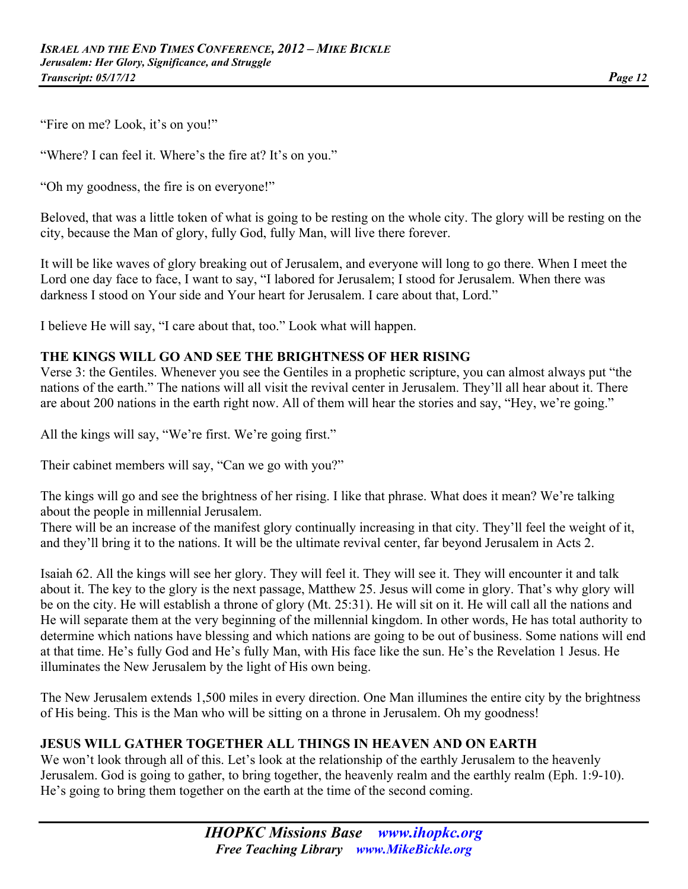"Fire on me? Look, it's on you!"

"Where? I can feel it. Where's the fire at? It's on you."

"Oh my goodness, the fire is on everyone!"

Beloved, that was a little token of what is going to be resting on the whole city. The glory will be resting on the city, because the Man of glory, fully God, fully Man, will live there forever.

It will be like waves of glory breaking out of Jerusalem, and everyone will long to go there. When I meet the Lord one day face to face, I want to say, "I labored for Jerusalem; I stood for Jerusalem. When there was darkness I stood on Your side and Your heart for Jerusalem. I care about that, Lord."

I believe He will say, "I care about that, too." Look what will happen.

## THE KINGS WILL GO AND SEE THE BRIGHTNESS OF HER RISING

Verse 3: the Gentiles. Whenever you see the Gentiles in a prophetic scripture, you can almost always put "the nations of the earth." The nations will all visit the revival center in Jerusalem. They'll all hear about it. There are about 200 nations in the earth right now. All of them will hear the stories and say, "Hey, we're going."

All the kings will say, "We're first. We're going first."

Their cabinet members will say, "Can we go with you?"

The kings will go and see the brightness of her rising. I like that phrase. What does it mean? We're talking about the people in millennial Jerusalem.
There will be an increase of the manifest glory continually increasing in that city. They'll feel the weight of it, and they'll bring it to the nations. It will be the ultimate revival center, far beyond Jerusalem in Acts 2.

Isaiah 62. All the kings will see her glory. They will feel it. They will see it. They will encounter it and talk about it. The key to the glory is the next passage, Matthew 25. Jesus will come in glory. That's why glory will be on the city. He will establish a throne of glory (Mt. 25:31). He will sit on it. He will call all the nations and He will separate them at the very beginning of the millennial kingdom. In other words, He has total authority to determine which nations have blessing and which nations are going to be out of business. Some nations will end at that time. He's fully God and He's fully Man, with His face like the sun. He's the Revelation 1 Jesus. He illuminates the New Jerusalem by the light of His own being.

The New Jerusalem extends 1,500 miles in every direction. One Man illumines the entire city by the brightness of His being. This is the Man who will be sitting on a throne in Jerusalem. Oh my goodness!

## JESUS WILL GATHER TOGETHER ALL THINGS IN HEAVEN AND ON EARTH

We won't look through all of this. Let's look at the relationship of the earthly Jerusalem to the heavenly Jerusalem. God is going to gather, to bring together, the heavenly realm and the earthly realm (Eph. 1:9-10). He's going to bring them together on the earth at the time of the second coming.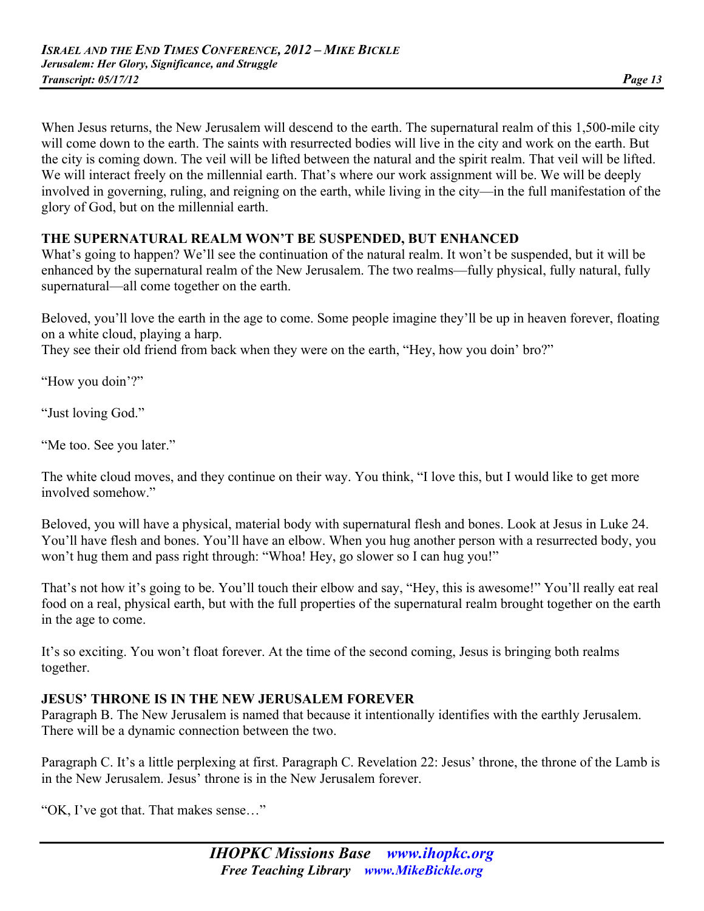When Jesus returns, the New Jerusalem will descend to the earth. The supernatural realm of this 1,500-mile city will come down to the earth. The saints with resurrected bodies will live in the city and work on the earth. But the city is coming down. The veil will be lifted between the natural and the spirit realm. That veil will be lifted. We will interact freely on the millennial earth. That's where our work assignment will be. We will be deeply involved in governing, ruling, and reigning on the earth, while living in the city—in the full manifestation of the glory of God, but on the millennial earth.

**THE SUPERNATURAL REALM WON'T BE SUSPENDED, BUT ENHANCED**

What's going to happen? We'll see the continuation of the natural realm. It won't be suspended, but it will be enhanced by the supernatural realm of the New Jerusalem. The two realms—fully physical, fully natural, fully supernatural—all come together on the earth.

Beloved, you'll love the earth in the age to come. Some people imagine they'll be up in heaven forever, floating on a white cloud, playing a harp.
They see their old friend from back when they were on the earth, "Hey, how you doin' bro?"

"How you doin'?"

"Just loving God."

"Me too. See you later."

The white cloud moves, and they continue on their way. You think, "I love this, but I would like to get more involved somehow."

Beloved, you will have a physical, material body with supernatural flesh and bones. Look at Jesus in Luke 24. You'll have flesh and bones. You'll have an elbow. When you hug another person with a resurrected body, you won't hug them and pass right through: "Whoa! Hey, go slower so I can hug you!"

That's not how it's going to be. You'll touch their elbow and say, "Hey, this is awesome!" You'll really eat real food on a real, physical earth, but with the full properties of the supernatural realm brought together on the earth in the age to come.

It's so exciting. You won't float forever. At the time of the second coming, Jesus is bringing both realms together.

**JESUS' THRONE IS IN THE NEW JERUSALEM FOREVER**

Paragraph B. The New Jerusalem is named that because it intentionally identifies with the earthly Jerusalem. There will be a dynamic connection between the two.

Paragraph C. It's a little perplexing at first. Paragraph C. Revelation 22: Jesus' throne, the throne of the Lamb is in the New Jerusalem. Jesus' throne is in the New Jerusalem forever.

"OK, I've got that. That makes sense…"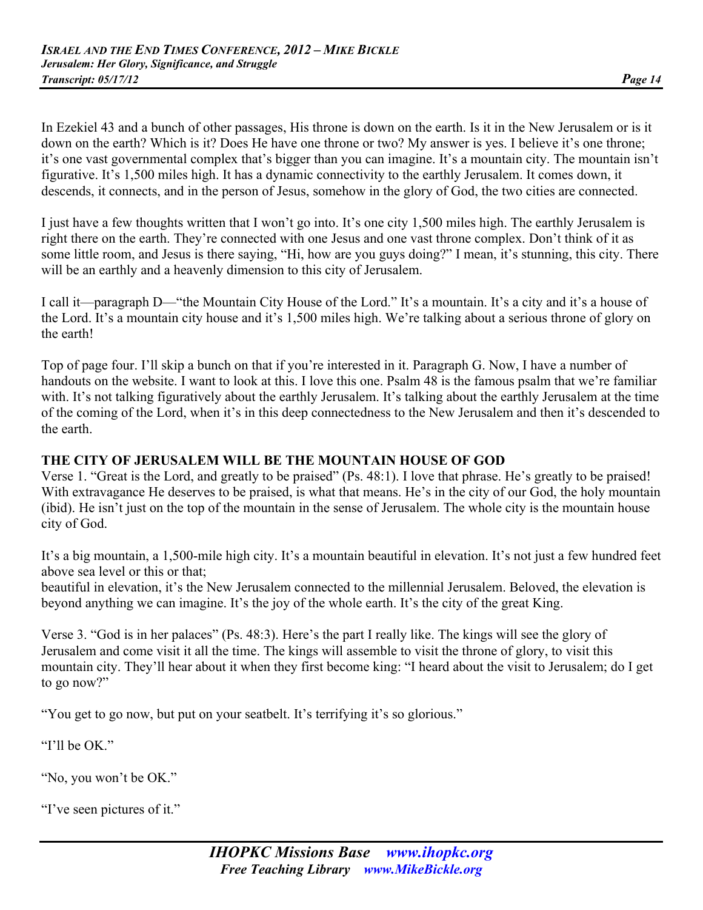In Ezekiel 43 and a bunch of other passages, His throne is down on the earth. Is it in the New Jerusalem or is it down on the earth? Which is it? Does He have one throne or two? My answer is yes. I believe it's one throne; it's one vast governmental complex that's bigger than you can imagine. It's a mountain city. The mountain isn't figurative. It's 1,500 miles high. It has a dynamic connectivity to the earthly Jerusalem. It comes down, it descends, it connects, and in the person of Jesus, somehow in the glory of God, the two cities are connected.

I just have a few thoughts written that I won't go into. It's one city 1,500 miles high. The earthly Jerusalem is right there on the earth. They're connected with one Jesus and one vast throne complex. Don't think of it as some little room, and Jesus is there saying, "Hi, how are you guys doing?" I mean, it's stunning, this city. There will be an earthly and a heavenly dimension to this city of Jerusalem.

I call it—paragraph D—"the Mountain City House of the Lord." It's a mountain. It's a city and it's a house of the Lord. It's a mountain city house and it's 1,500 miles high. We're talking about a serious throne of glory on the earth!

Top of page four. I'll skip a bunch on that if you're interested in it. Paragraph G. Now, I have a number of handouts on the website. I want to look at this. I love this one. Psalm 48 is the famous psalm that we're familiar with. It's not talking figuratively about the earthly Jerusalem. It's talking about the earthly Jerusalem at the time of the coming of the Lord, when it's in this deep connectedness to the New Jerusalem and then it's descended to the earth.

**THE CITY OF JERUSALEM WILL BE THE MOUNTAIN HOUSE OF GOD**

Verse 1. "Great is the Lord, and greatly to be praised" (Ps. 48:1). I love that phrase. He's greatly to be praised! With extravagance He deserves to be praised, is what that means. He's in the city of our God, the holy mountain (ibid). He isn't just on the top of the mountain in the sense of Jerusalem. The whole city is the mountain house city of God.

It's a big mountain, a 1,500-mile high city. It's a mountain beautiful in elevation. It's not just a few hundred feet above sea level or this or that;
beautiful in elevation, it's the New Jerusalem connected to the millennial Jerusalem. Beloved, the elevation is beyond anything we can imagine. It's the joy of the whole earth. It's the city of the great King.

Verse 3. "God is in her palaces" (Ps. 48:3). Here's the part I really like. The kings will see the glory of Jerusalem and come visit it all the time. The kings will assemble to visit the throne of glory, to visit this mountain city. They'll hear about it when they first become king: "I heard about the visit to Jerusalem; do I get to go now?"

"You get to go now, but put on your seatbelt. It's terrifying it's so glorious."

"I'll be OK."

"No, you won't be OK."

"I've seen pictures of it."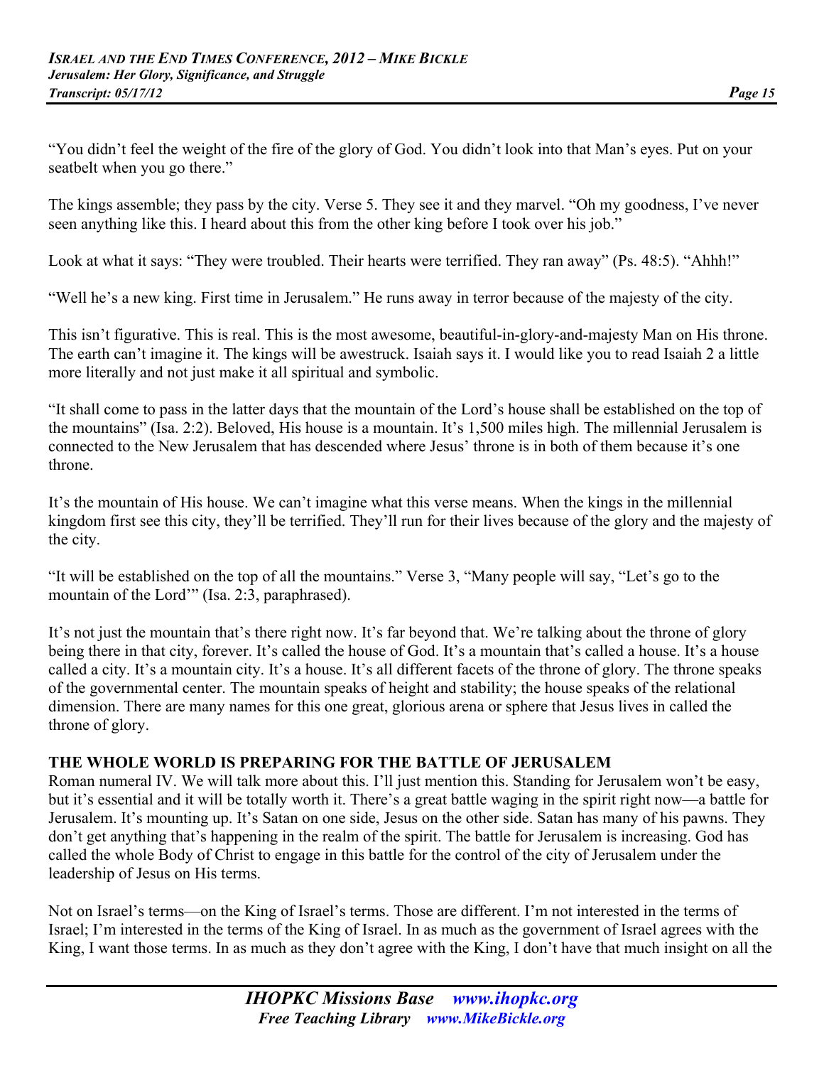"You didn't feel the weight of the fire of the glory of God. You didn't look into that Man's eyes. Put on your seatbelt when you go there."

The kings assemble; they pass by the city. Verse 5. They see it and they marvel. "Oh my goodness, I've never seen anything like this. I heard about this from the other king before I took over his job."

Look at what it says: "They were troubled. Their hearts were terrified. They ran away" (Ps. 48:5). "Ahhh!"

"Well he's a new king. First time in Jerusalem." He runs away in terror because of the majesty of the city.

This isn't figurative. This is real. This is the most awesome, beautiful-in-glory-and-majesty Man on His throne. The earth can't imagine it. The kings will be awestruck. Isaiah says it. I would like you to read Isaiah 2 a little more literally and not just make it all spiritual and symbolic.

"It shall come to pass in the latter days that the mountain of the Lord's house shall be established on the top of the mountains" (Isa. 2:2). Beloved, His house is a mountain. It's 1,500 miles high. The millennial Jerusalem is connected to the New Jerusalem that has descended where Jesus' throne is in both of them because it's one throne.

It's the mountain of His house. We can't imagine what this verse means. When the kings in the millennial kingdom first see this city, they'll be terrified. They'll run for their lives because of the glory and the majesty of the city.

"It will be established on the top of all the mountains." Verse 3, "Many people will say, "Let's go to the mountain of the Lord'" (Isa. 2:3, paraphrased).

It's not just the mountain that's there right now. It's far beyond that. We're talking about the throne of glory being there in that city, forever. It's called the house of God. It's a mountain that's called a house. It's a house called a city. It's a mountain city. It's a house. It's all different facets of the throne of glory. The throne speaks of the governmental center. The mountain speaks of height and stability; the house speaks of the relational dimension. There are many names for this one great, glorious arena or sphere that Jesus lives in called the throne of glory.

**THE WHOLE WORLD IS PREPARING FOR THE BATTLE OF JERUSALEM**

Roman numeral IV. We will talk more about this. I'll just mention this. Standing for Jerusalem won't be easy, but it's essential and it will be totally worth it. There's a great battle waging in the spirit right now—a battle for Jerusalem. It's mounting up. It's Satan on one side, Jesus on the other side. Satan has many of his pawns. They don't get anything that's happening in the realm of the spirit. The battle for Jerusalem is increasing. God has called the whole Body of Christ to engage in this battle for the control of the city of Jerusalem under the leadership of Jesus on His terms.

Not on Israel's terms—on the King of Israel's terms. Those are different. I'm not interested in the terms of Israel; I'm interested in the terms of the King of Israel. In as much as the government of Israel agrees with the King, I want those terms. In as much as they don't agree with the King, I don't have that much insight on all the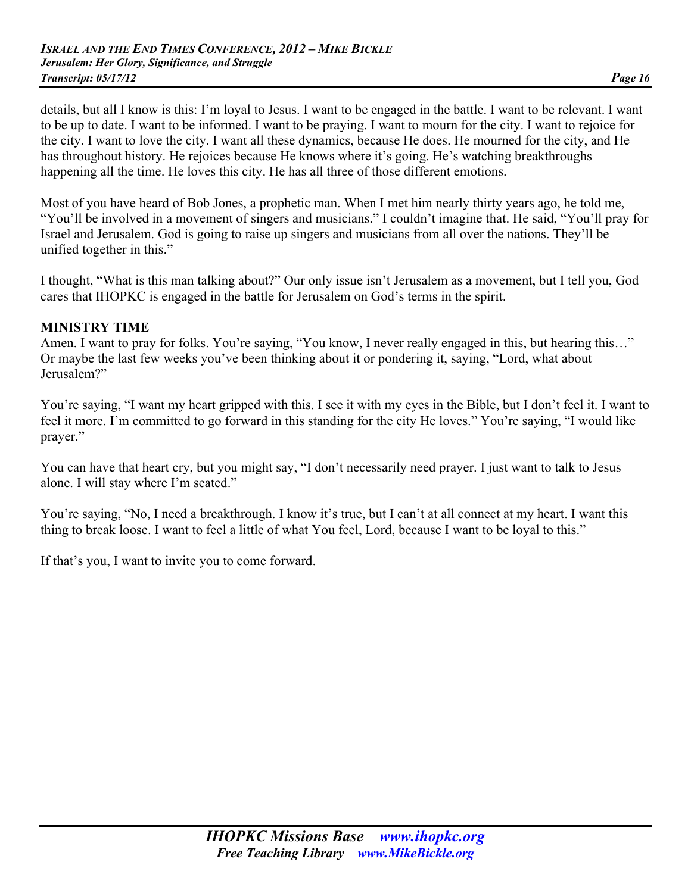details, but all I know is this: I'm loyal to Jesus. I want to be engaged in the battle. I want to be relevant. I want to be up to date. I want to be informed. I want to be praying. I want to mourn for the city. I want to rejoice for the city. I want to love the city. I want all these dynamics, because He does. He mourned for the city, and He has throughout history. He rejoices because He knows where it's going. He's watching breakthroughs happening all the time. He loves this city. He has all three of those different emotions.

Most of you have heard of Bob Jones, a prophetic man. When I met him nearly thirty years ago, he told me, "You'll be involved in a movement of singers and musicians." I couldn't imagine that. He said, "You'll pray for Israel and Jerusalem. God is going to raise up singers and musicians from all over the nations. They'll be unified together in this."

I thought, "What is this man talking about?" Our only issue isn't Jerusalem as a movement, but I tell you, God cares that IHOPKC is engaged in the battle for Jerusalem on God's terms in the spirit.

**MINISTRY TIME**

Amen. I want to pray for folks. You're saying, "You know, I never really engaged in this, but hearing this…" Or maybe the last few weeks you've been thinking about it or pondering it, saying, "Lord, what about Jerusalem?"

You're saying, "I want my heart gripped with this. I see it with my eyes in the Bible, but I don't feel it. I want to feel it more. I'm committed to go forward in this standing for the city He loves." You're saying, "I would like prayer."

You can have that heart cry, but you might say, "I don't necessarily need prayer. I just want to talk to Jesus alone. I will stay where I'm seated."

You're saying, "No, I need a breakthrough. I know it's true, but I can't at all connect at my heart. I want this thing to break loose. I want to feel a little of what You feel, Lord, because I want to be loyal to this."

If that's you, I want to invite you to come forward.